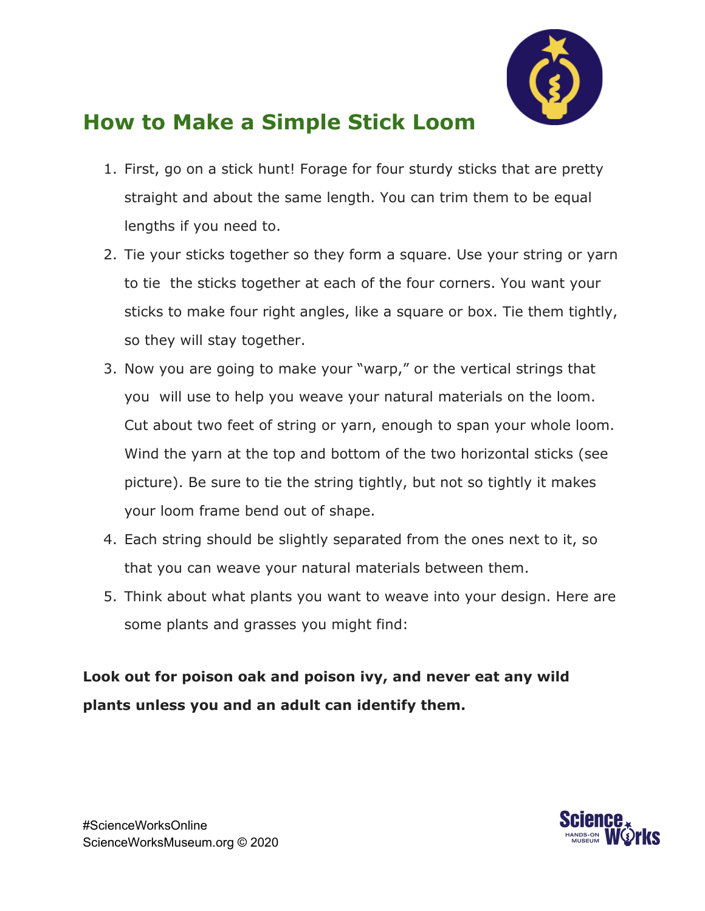# How to Make a Simple Stick Loom

1. First, go on a stick hunt! Forage for four sturdy sticks that are pretty straight and about the same length. You can trim them to be equal lengths if you need to.
2. Tie your sticks together so they form a square. Use your string or yarn to tie the sticks together at each of the four corners. You want your sticks to make four right angles, like a square or box. Tie them tightly, so they will stay together.
3. Now you are going to make your "warp," or the vertical strings that you will use to help you weave your natural materials on the loom. Cut about two feet of string or yarn, enough to span your whole loom. Wind the yarn at the top and bottom of the two horizontal sticks (see picture). Be sure to tie the string tightly, but not so tightly it makes your loom frame bend out of shape.
4. Each string should be slightly separated from the ones next to it, so that you can weave your natural materials between them.
5. Think about what plants you want to weave into your design. Here are some plants and grasses you might find:

**Look out for poison oak and poison ivy, and never eat any wild plants unless you and an adult can identify them.**

#ScienceWorksOnline
ScienceWorksMuseum.org © 2020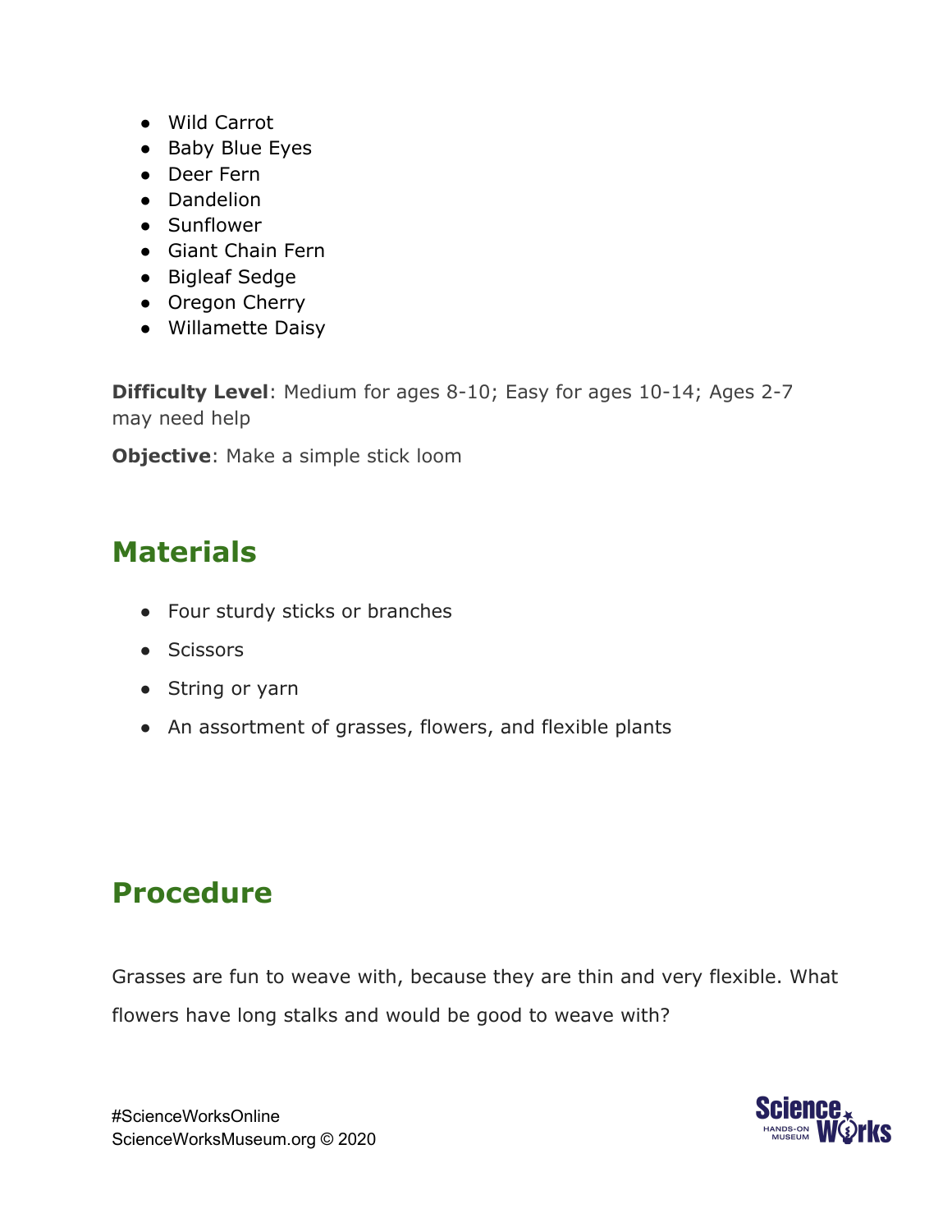- Wild Carrot
- Baby Blue Eyes
- Deer Fern
- Dandelion
- Sunflower
- Giant Chain Fern
- Bigleaf Sedge
- Oregon Cherry
- Willamette Daisy

**Difficulty Level**: Medium for ages 8-10; Easy for ages 10-14; Ages 2-7 may need help

**Objective**: Make a simple stick loom

## Materials

- Four sturdy sticks or branches
- Scissors
- String or yarn
- An assortment of grasses, flowers, and flexible plants

## Procedure

Grasses are fun to weave with, because they are thin and very flexible. What flowers have long stalks and would be good to weave with?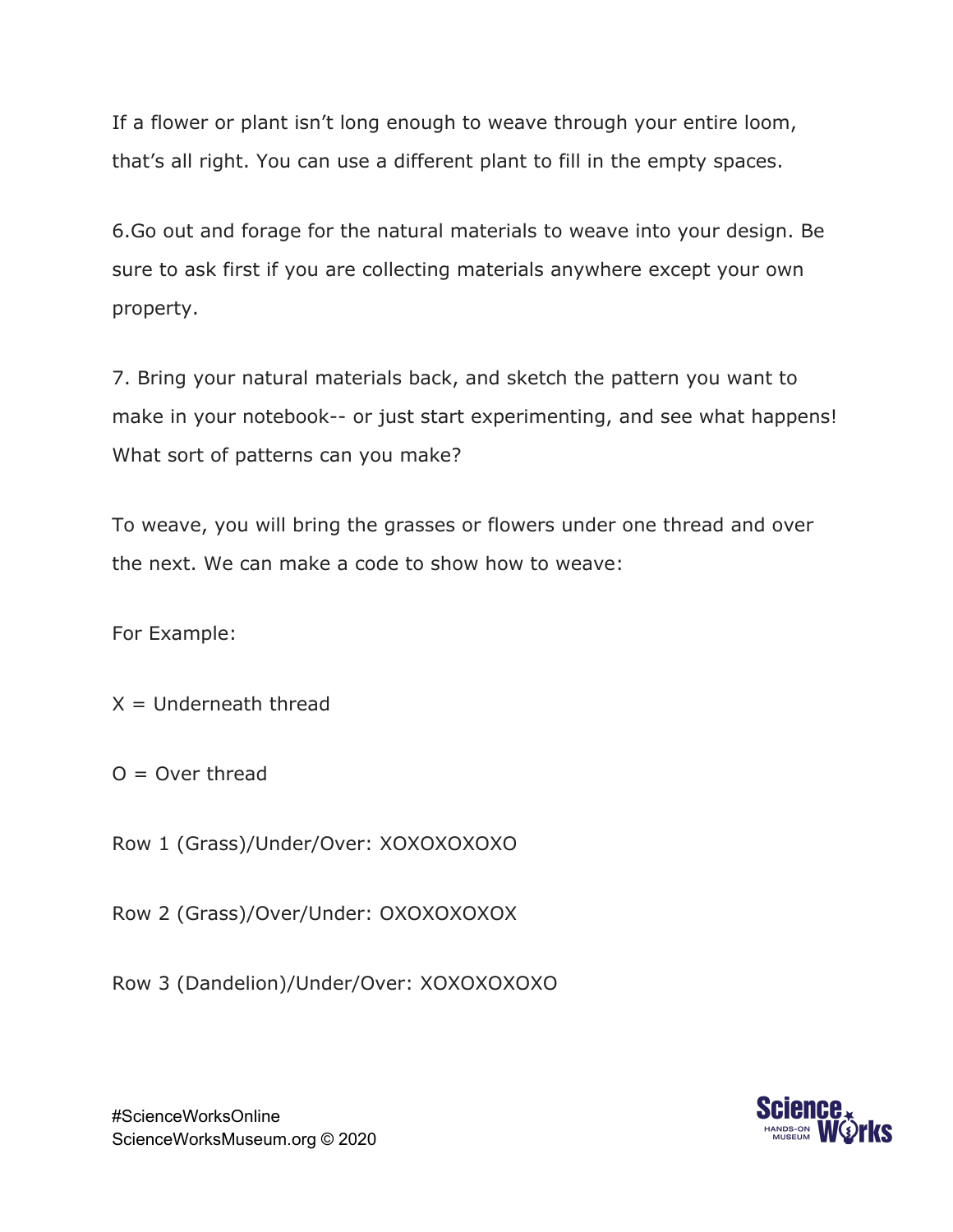If a flower or plant isn't long enough to weave through your entire loom, that's all right. You can use a different plant to fill in the empty spaces.

6.Go out and forage for the natural materials to weave into your design. Be sure to ask first if you are collecting materials anywhere except your own property.

7. Bring your natural materials back, and sketch the pattern you want to make in your notebook-- or just start experimenting, and see what happens! What sort of patterns can you make?

To weave, you will bring the grasses or flowers under one thread and over the next. We can make a code to show how to weave:

For Example:

X = Underneath thread

O = Over thread

Row 1 (Grass)/Under/Over: XOXOXOXOXO

Row 2 (Grass)/Over/Under: OXOXOXOXOX

Row 3 (Dandelion)/Under/Over: XOXOXOXOXO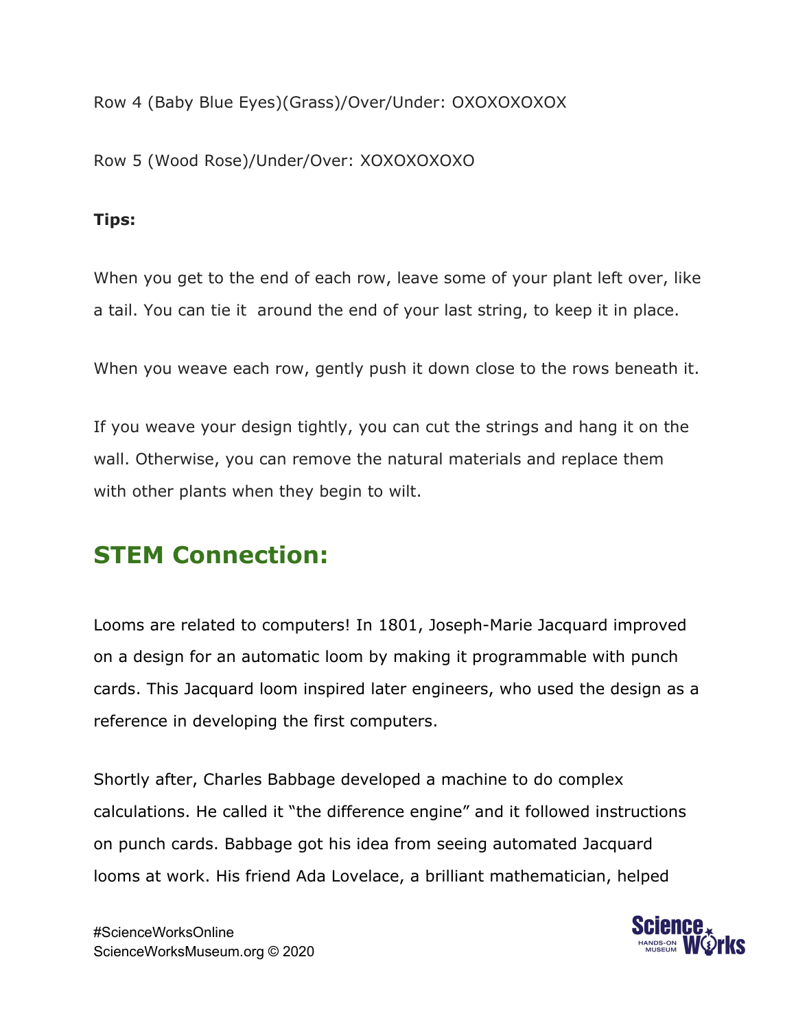Row 4 (Baby Blue Eyes)(Grass)/Over/Under: OXOXOXOXOX

Row 5 (Wood Rose)/Under/Over: XOXOXOXOXO

**Tips:**

When you get to the end of each row, leave some of your plant left over, like a tail. You can tie it around the end of your last string, to keep it in place.

When you weave each row, gently push it down close to the rows beneath it.

If you weave your design tightly, you can cut the strings and hang it on the wall. Otherwise, you can remove the natural materials and replace them with other plants when they begin to wilt.

## STEM Connection:

Looms are related to computers! In 1801, Joseph-Marie Jacquard improved on a design for an automatic loom by making it programmable with punch cards. This Jacquard loom inspired later engineers, who used the design as a reference in developing the first computers.

Shortly after, Charles Babbage developed a machine to do complex calculations. He called it "the difference engine" and it followed instructions on punch cards. Babbage got his idea from seeing automated Jacquard looms at work. His friend Ada Lovelace, a brilliant mathematician, helped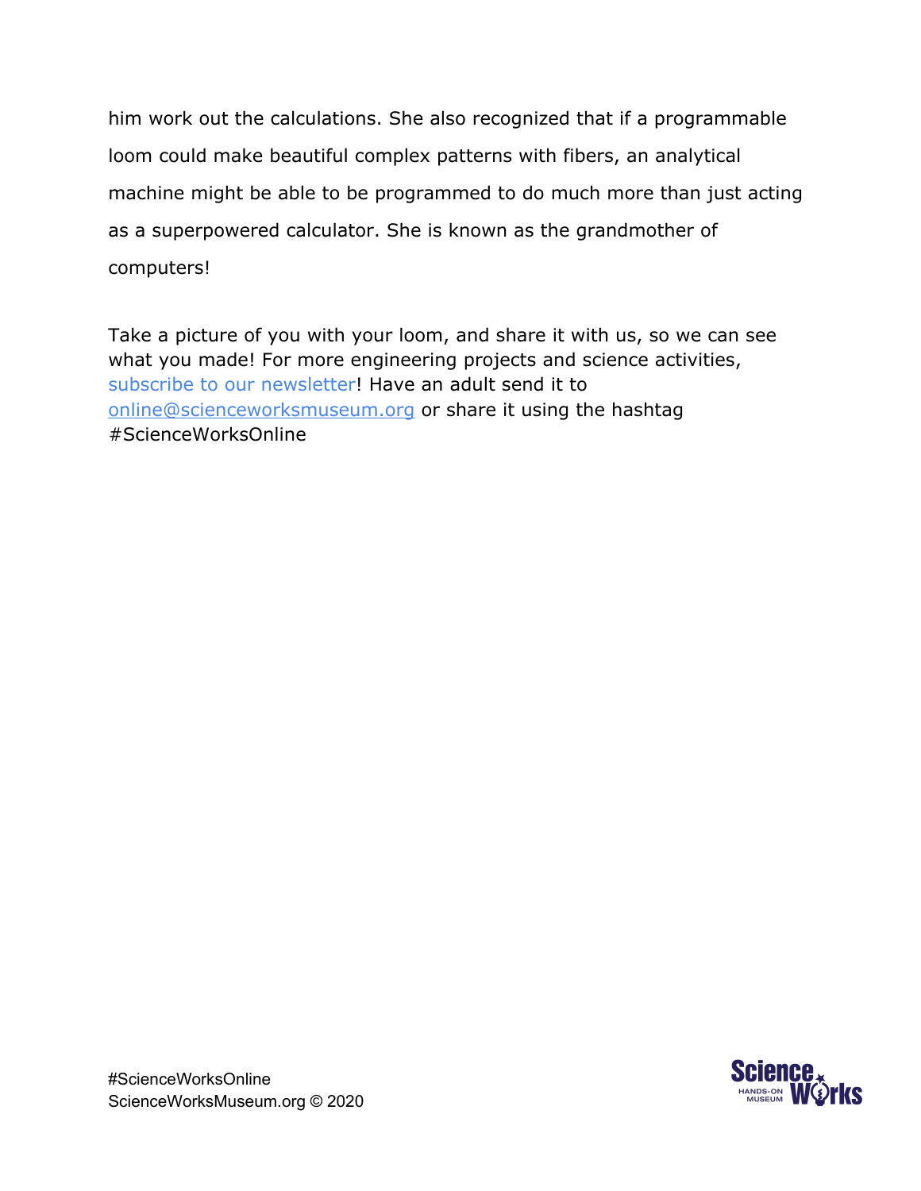him work out the calculations. She also recognized that if a programmable loom could make beautiful complex patterns with fibers, an analytical machine might be able to be programmed to do much more than just acting as a superpowered calculator. She is known as the grandmother of computers!

Take a picture of you with your loom, and share it with us, so we can see what you made! For more engineering projects and science activities, subscribe to our newsletter! Have an adult send it to online@scienceworksmuseum.org or share it using the hashtag #ScienceWorksOnline